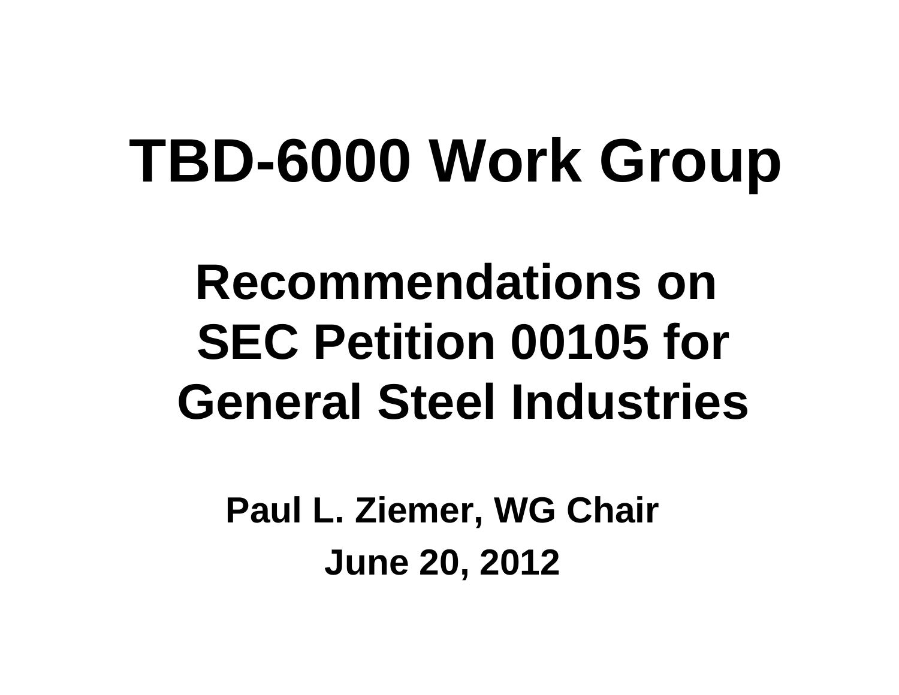# TBD-6000 Work Group

## Recommendations on SEC Petition 00105 for General Steel Industries

**Paul L. Ziemer, WG Chair**

**June 20, 2012**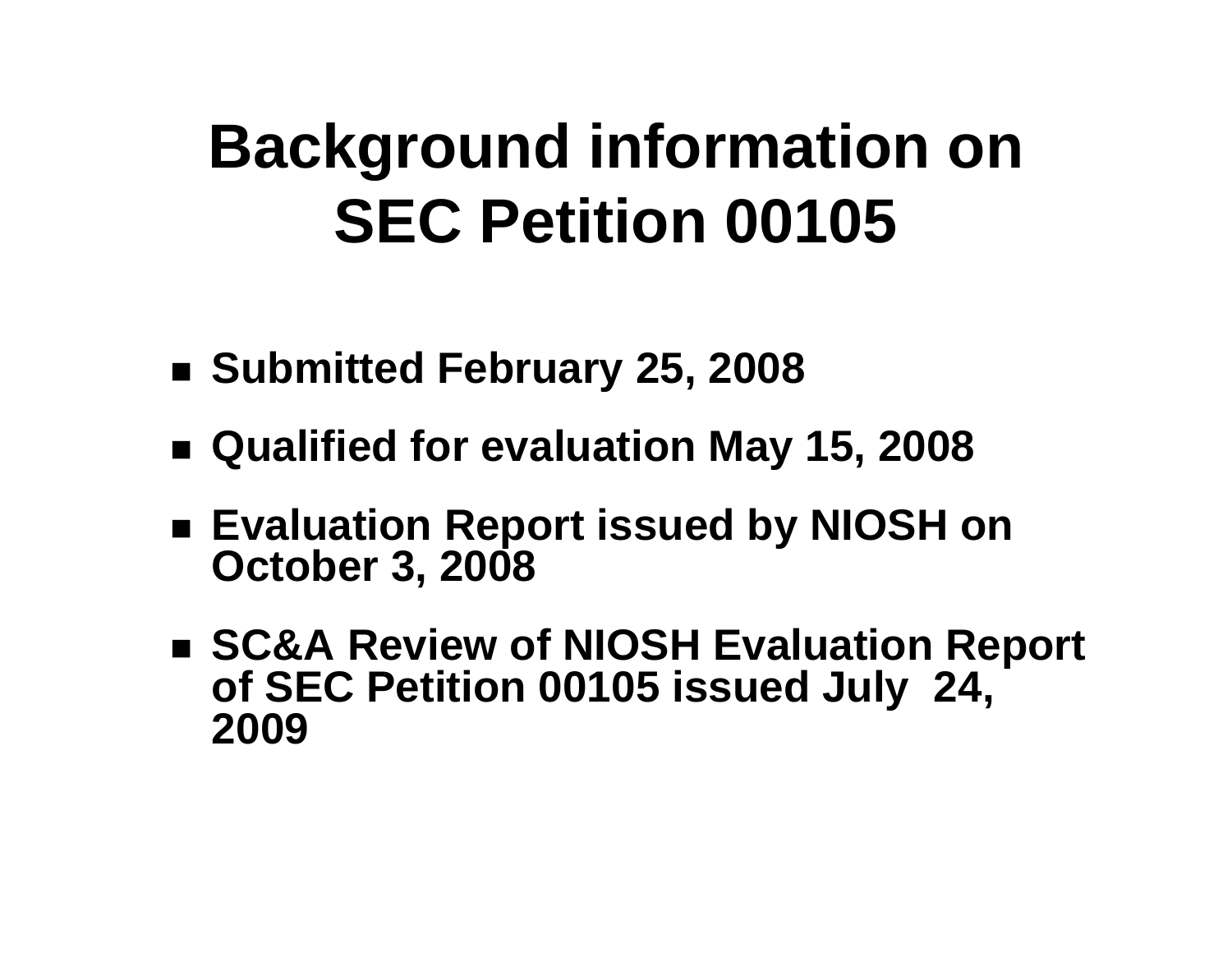# Background information on SEC Petition 00105

- **Submitted February 25, 2008**
- **Qualified for evaluation May 15, 2008**
- **Evaluation Report issued by NIOSH on October 3, 2008**
- **SC&A Review of NIOSH Evaluation Report of SEC Petition 00105 issued July 24, 2009**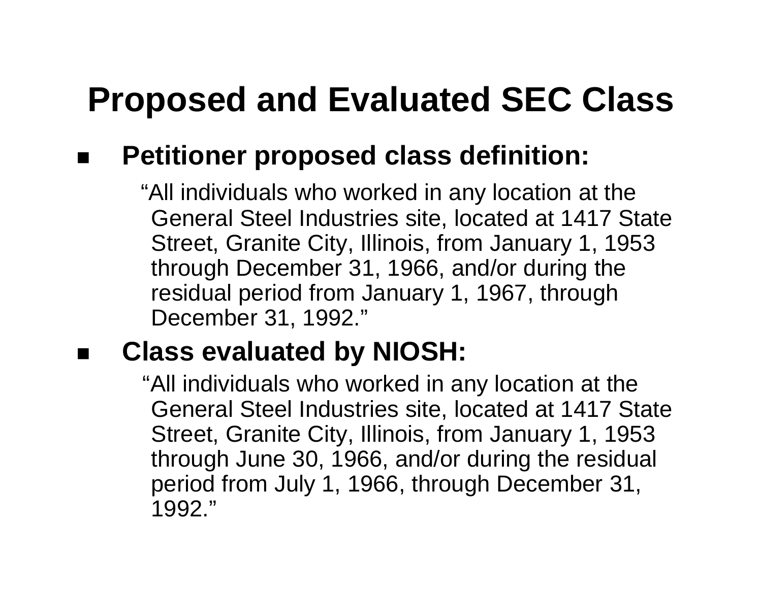# Proposed and Evaluated SEC Class

- **Petitioner proposed class definition:**

  "All individuals who worked in any location at the General Steel Industries site, located at 1417 State Street, Granite City, Illinois, from January 1, 1953 through December 31, 1966, and/or during the residual period from January 1, 1967, through December 31, 1992."

- **Class evaluated by NIOSH:**

  "All individuals who worked in any location at the General Steel Industries site, located at 1417 State Street, Granite City, Illinois, from January 1, 1953 through June 30, 1966, and/or during the residual period from July 1, 1966, through December 31, 1992."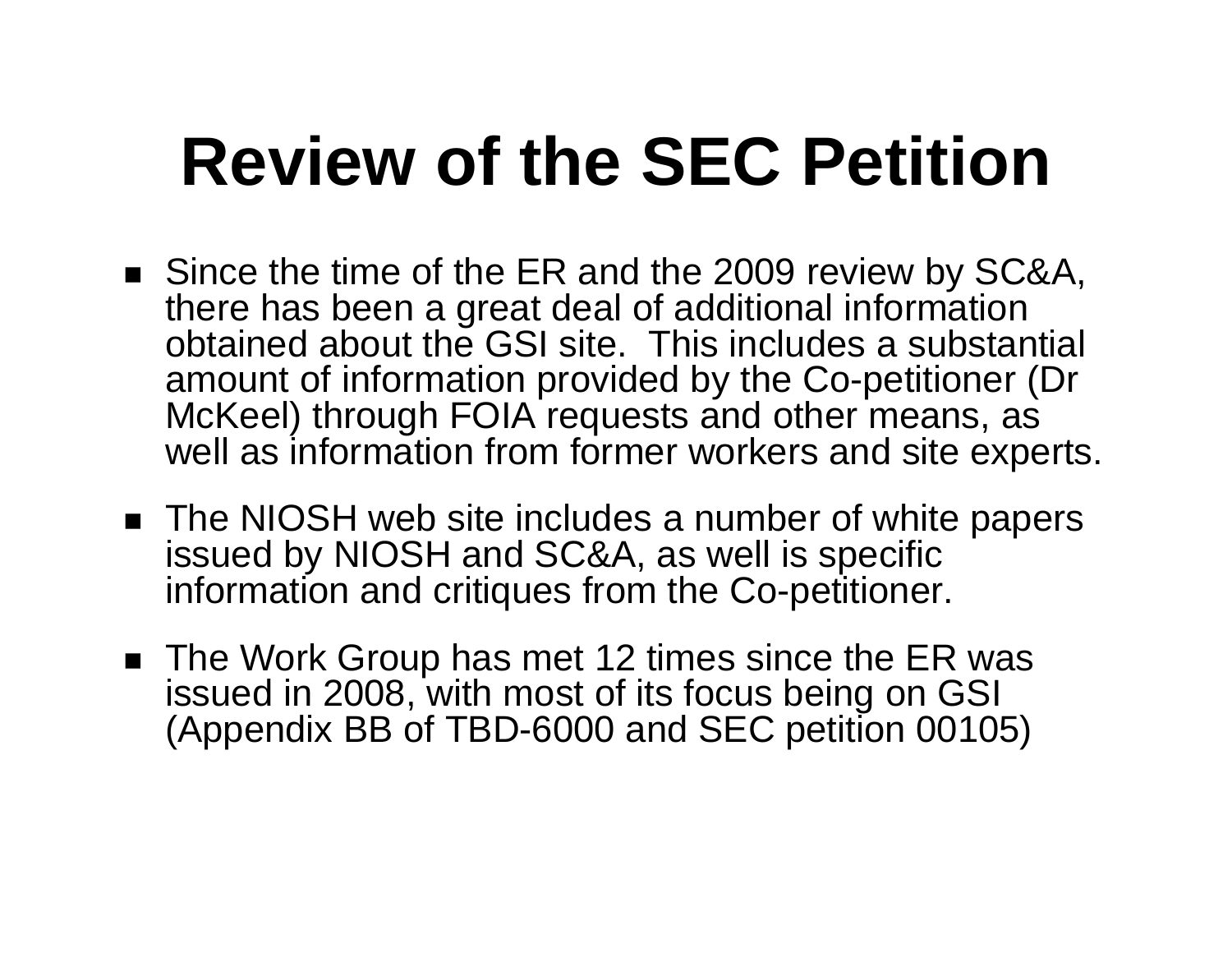# Review of the SEC Petition

- Since the time of the ER and the 2009 review by SC&A, there has been a great deal of additional information obtained about the GSI site. This includes a substantial amount of information provided by the Co-petitioner (Dr McKeel) through FOIA requests and other means, as well as information from former workers and site experts.
- The NIOSH web site includes a number of white papers issued by NIOSH and SC&A, as well is specific information and critiques from the Co-petitioner.
- The Work Group has met 12 times since the ER was issued in 2008, with most of its focus being on GSI (Appendix BB of TBD-6000 and SEC petition 00105)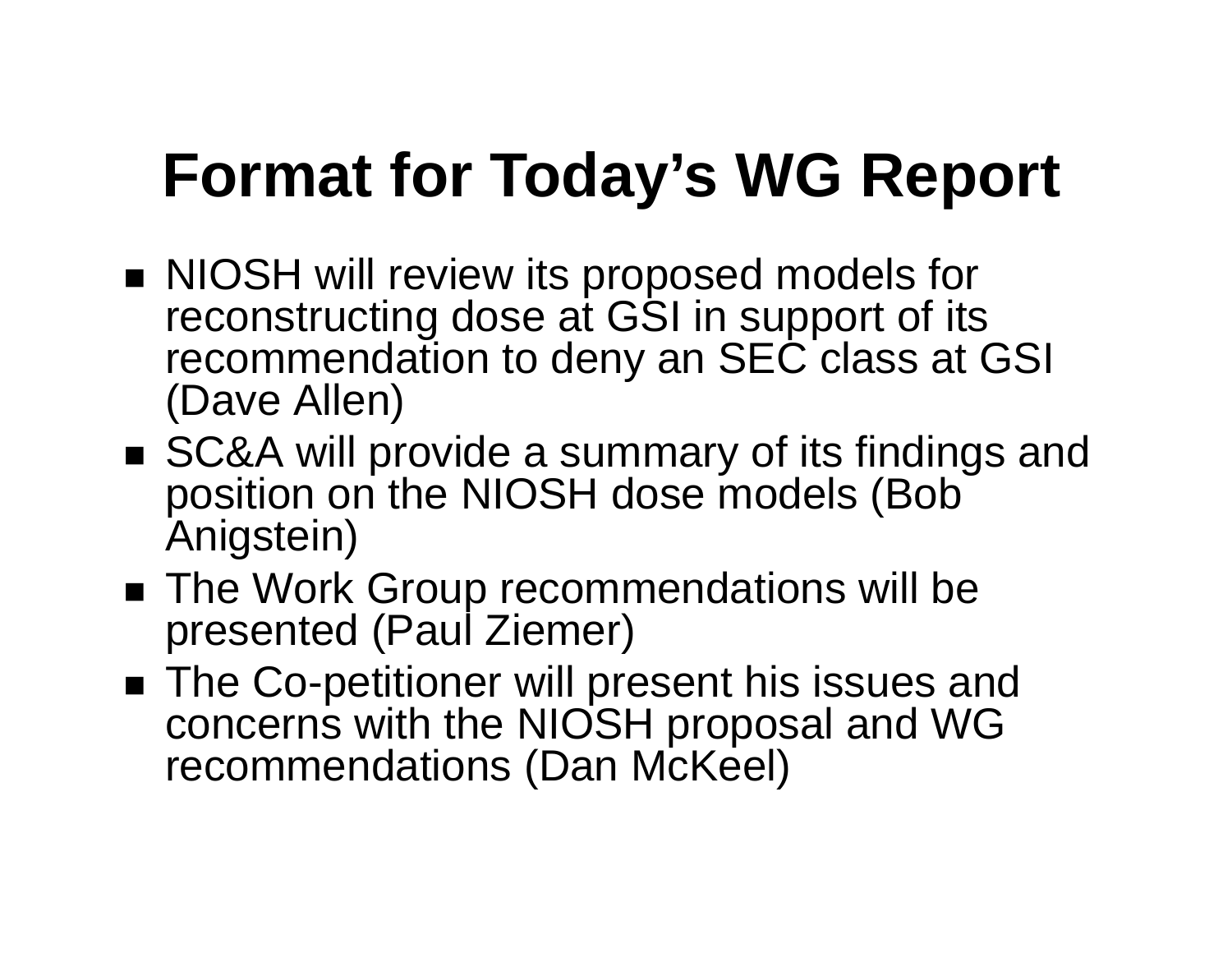# Format for Today's WG Report

- NIOSH will review its proposed models for reconstructing dose at GSI in support of its recommendation to deny an SEC class at GSI (Dave Allen)
- SC&A will provide a summary of its findings and position on the NIOSH dose models (Bob Anigstein)
- The Work Group recommendations will be presented (Paul Ziemer)
- The Co-petitioner will present his issues and concerns with the NIOSH proposal and WG recommendations (Dan McKeel)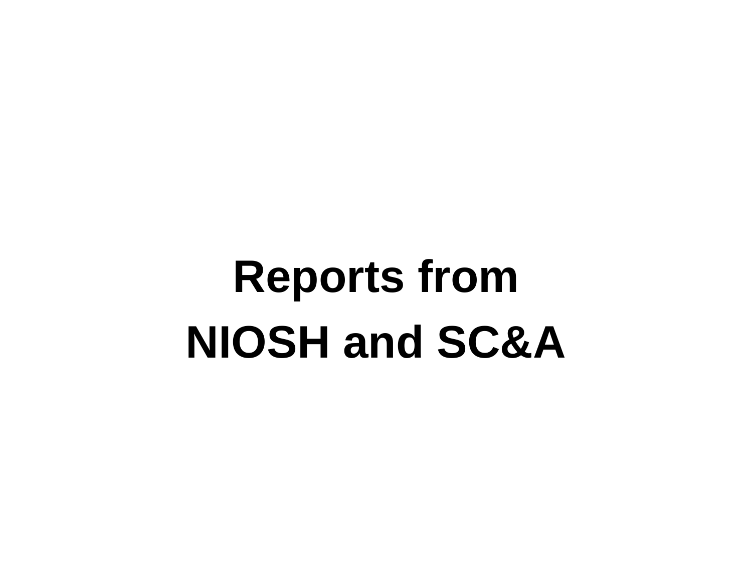# Reports from NIOSH and SC&A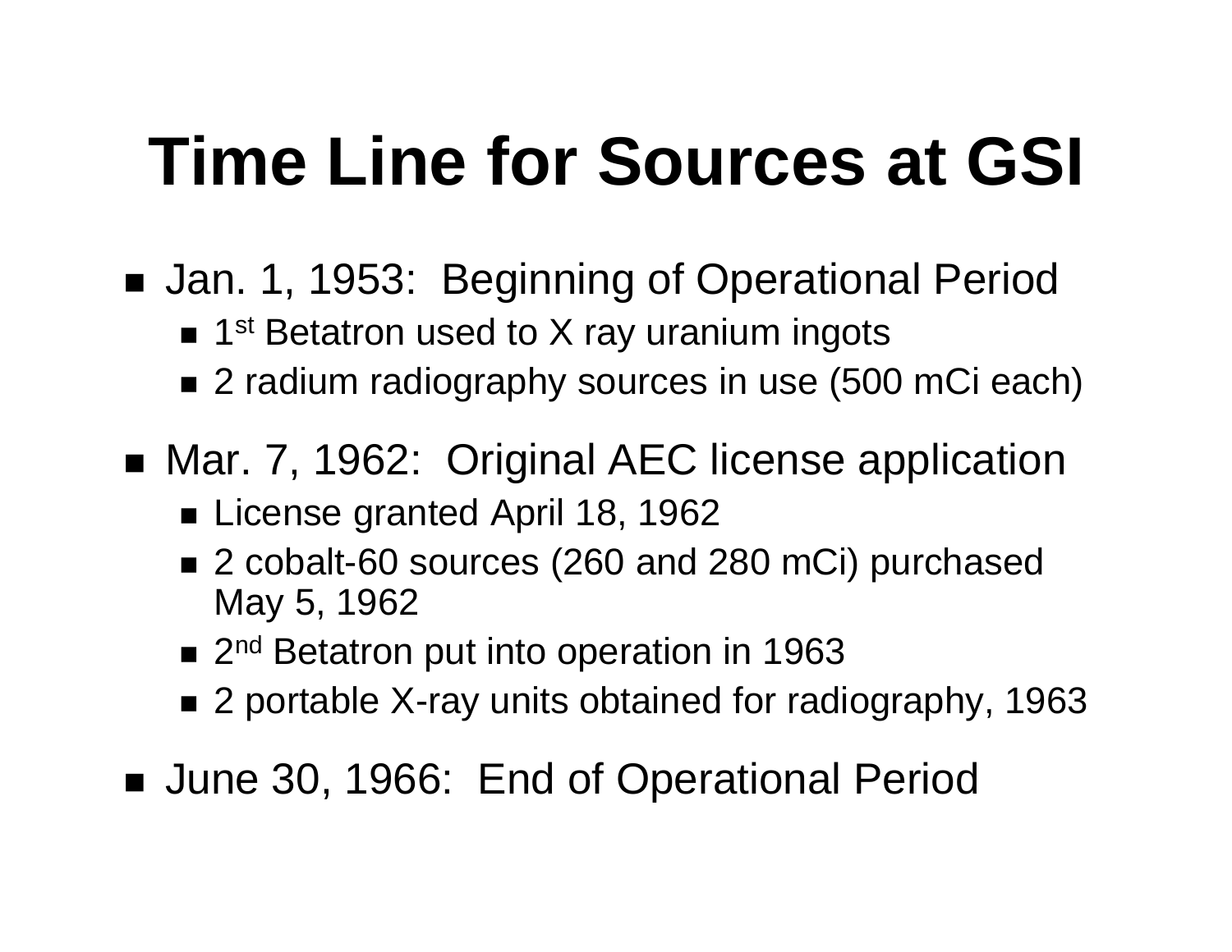# Time Line for Sources at GSI

- Jan. 1, 1953: Beginning of Operational Period
  - 1st Betatron used to X ray uranium ingots
  - 2 radium radiography sources in use (500 mCi each)
- Mar. 7, 1962: Original AEC license application
  - License granted April 18, 1962
  - 2 cobalt-60 sources (260 and 280 mCi) purchased May 5, 1962
  - 2nd Betatron put into operation in 1963
  - 2 portable X-ray units obtained for radiography, 1963
- June 30, 1966: End of Operational Period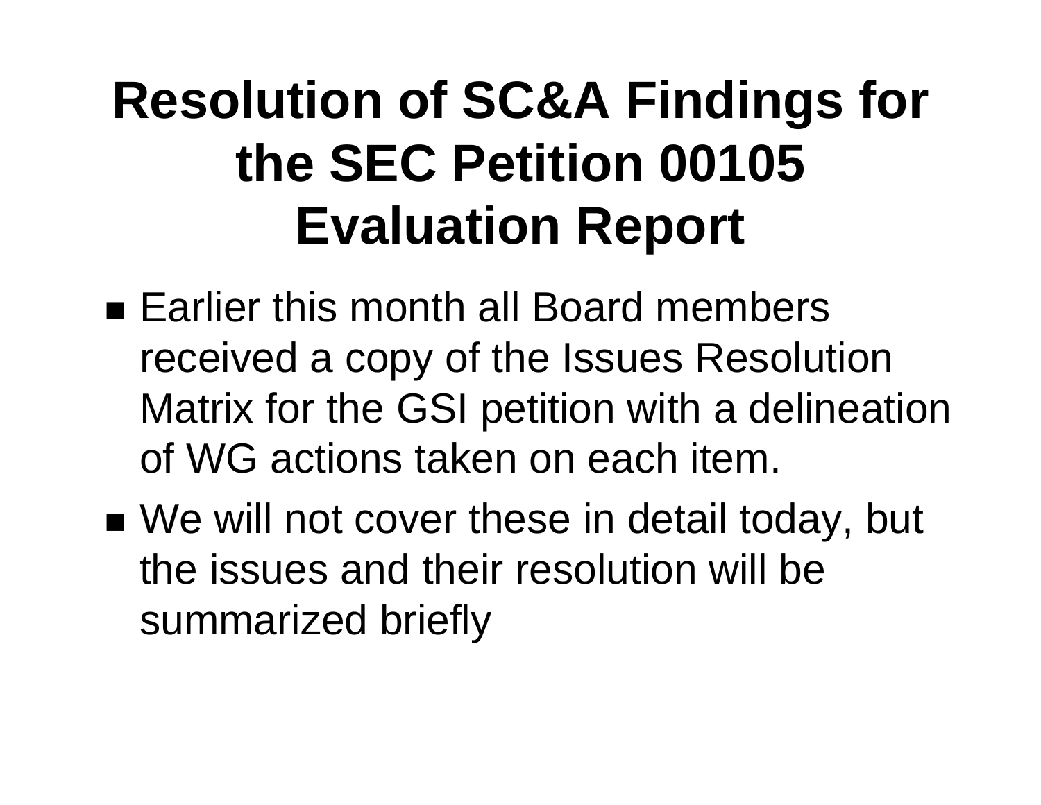# Resolution of SC&A Findings for the SEC Petition 00105 Evaluation Report

- Earlier this month all Board members received a copy of the Issues Resolution Matrix for the GSI petition with a delineation of WG actions taken on each item.
- We will not cover these in detail today, but the issues and their resolution will be summarized briefly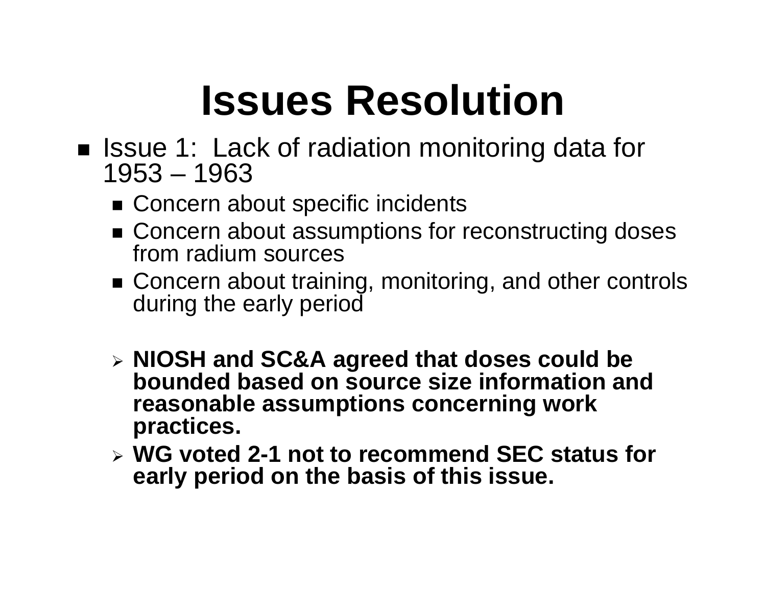# Issues Resolution

- Issue 1: Lack of radiation monitoring data for 1953 – 1963
  - Concern about specific incidents
  - Concern about assumptions for reconstructing doses from radium sources
  - Concern about training, monitoring, and other controls during the early period
  - **NIOSH and SC&A agreed that doses could be bounded based on source size information and reasonable assumptions concerning work practices.**
  - **WG voted 2-1 not to recommend SEC status for early period on the basis of this issue.**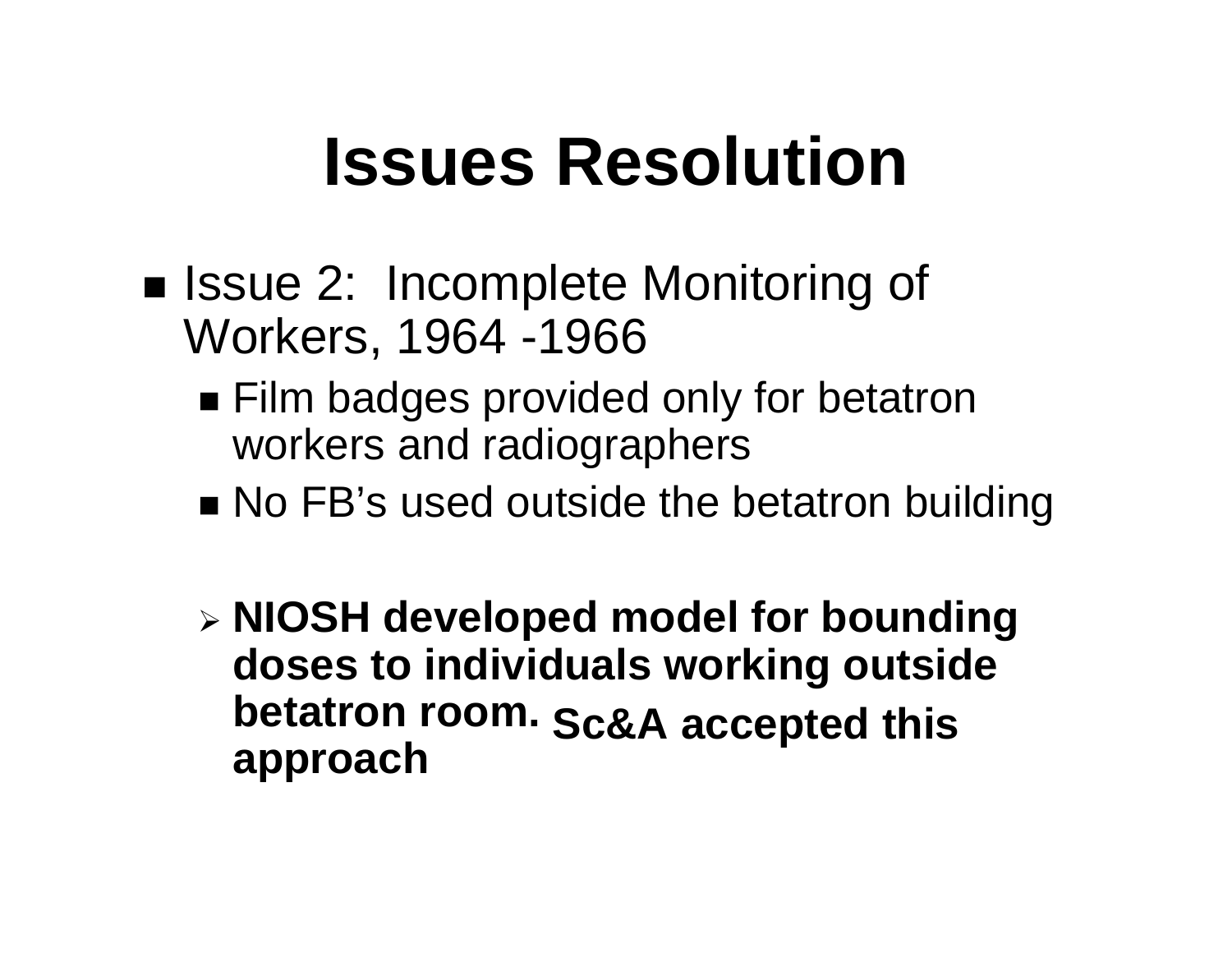# Issues Resolution

- Issue 2: Incomplete Monitoring of Workers, 1964 -1966
  - Film badges provided only for betatron workers and radiographers
  - No FB's used outside the betatron building

  - **NIOSH developed model for bounding doses to individuals working outside betatron room. Sc&A accepted this approach**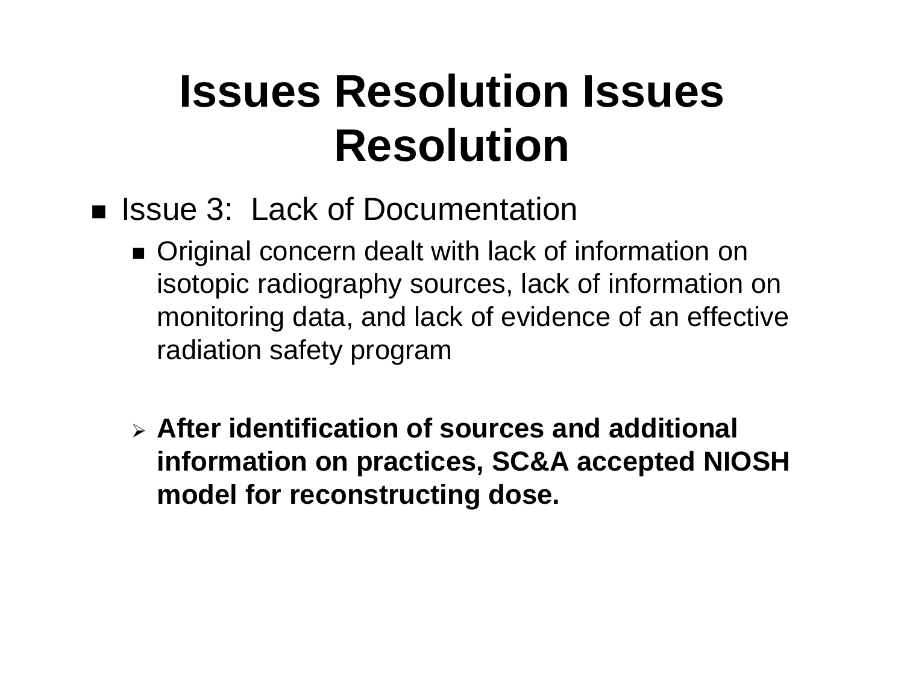# Issues Resolution Issues Resolution

- Issue 3: Lack of Documentation
  - Original concern dealt with lack of information on isotopic radiography sources, lack of information on monitoring data, and lack of evidence of an effective radiation safety program
  - **After identification of sources and additional information on practices, SC&A accepted NIOSH model for reconstructing dose.**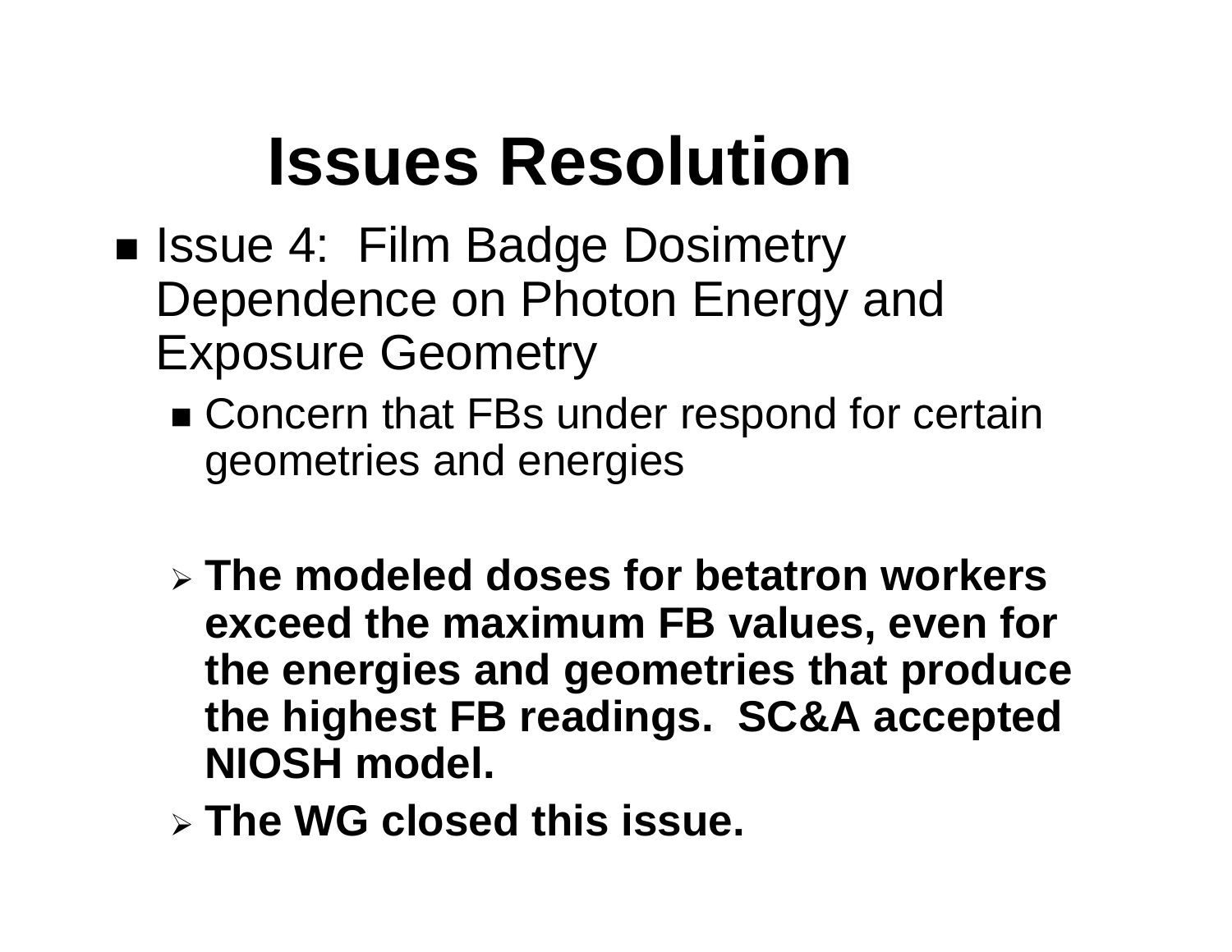# Issues Resolution

- Issue 4: Film Badge Dosimetry Dependence on Photon Energy and Exposure Geometry
  - Concern that FBs under respond for certain geometries and energies

  - **The modeled doses for betatron workers exceed the maximum FB values, even for the energies and geometries that produce the highest FB readings. SC&A accepted NIOSH model.**
  - **The WG closed this issue.**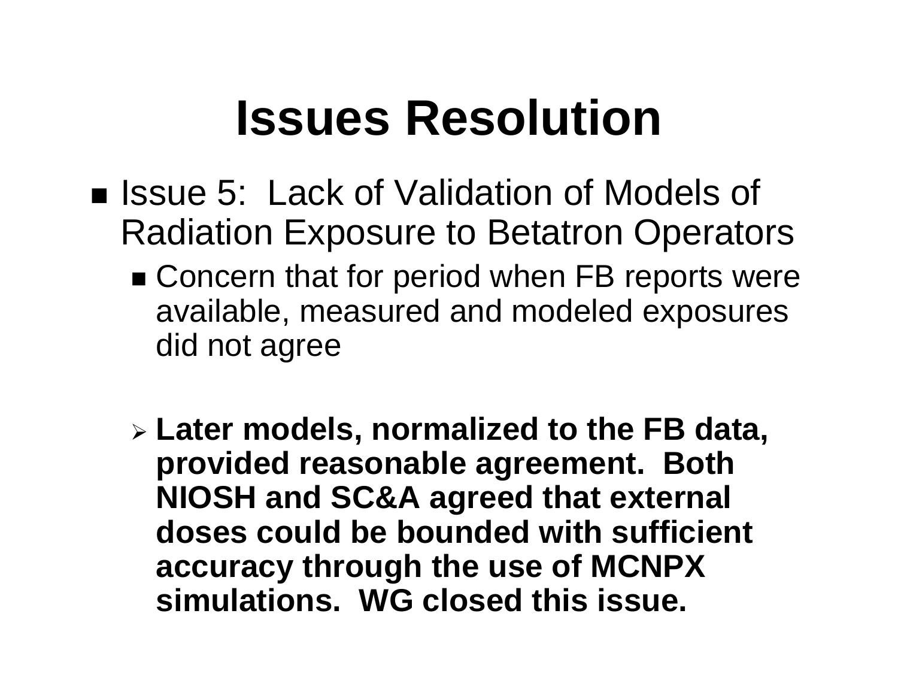# Issues Resolution

- Issue 5: Lack of Validation of Models of Radiation Exposure to Betatron Operators
  - Concern that for period when FB reports were available, measured and modeled exposures did not agree

  - **Later models, normalized to the FB data, provided reasonable agreement. Both NIOSH and SC&A agreed that external doses could be bounded with sufficient accuracy through the use of MCNPX simulations. WG closed this issue.**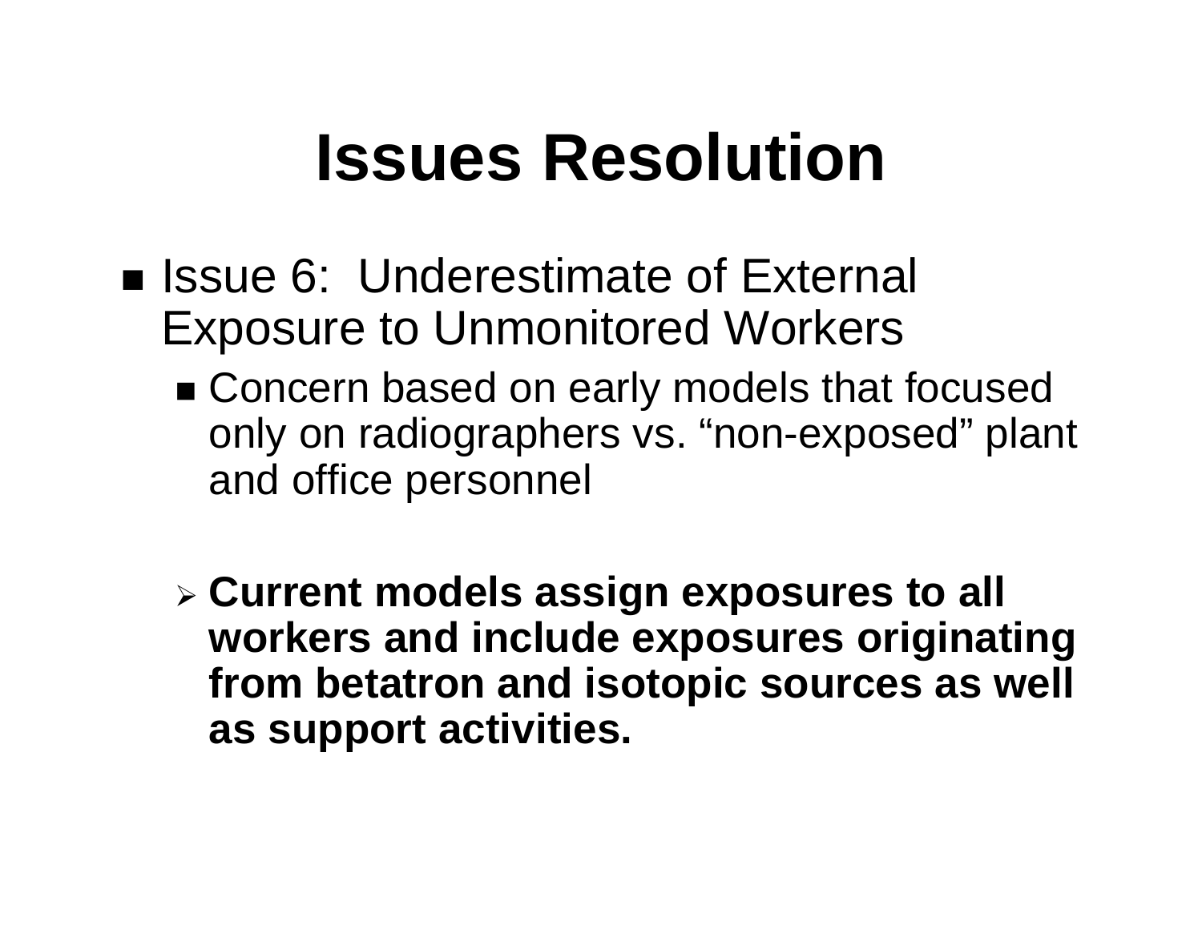# Issues Resolution

- Issue 6: Underestimate of External Exposure to Unmonitored Workers
  - Concern based on early models that focused only on radiographers vs. “non-exposed” plant and office personnel

  - **Current models assign exposures to all workers and include exposures originating from betatron and isotopic sources as well as support activities.**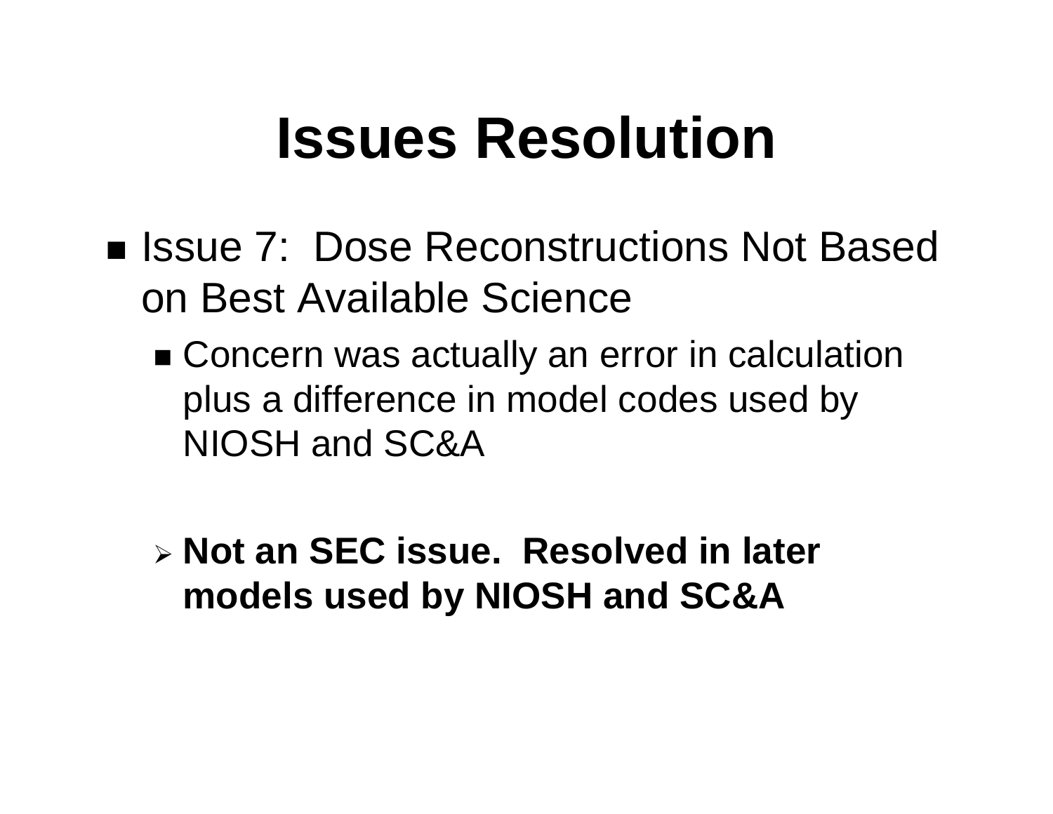# Issues Resolution

- Issue 7: Dose Reconstructions Not Based on Best Available Science
  - Concern was actually an error in calculation plus a difference in model codes used by NIOSH and SC&A

  - **Not an SEC issue. Resolved in later models used by NIOSH and SC&A**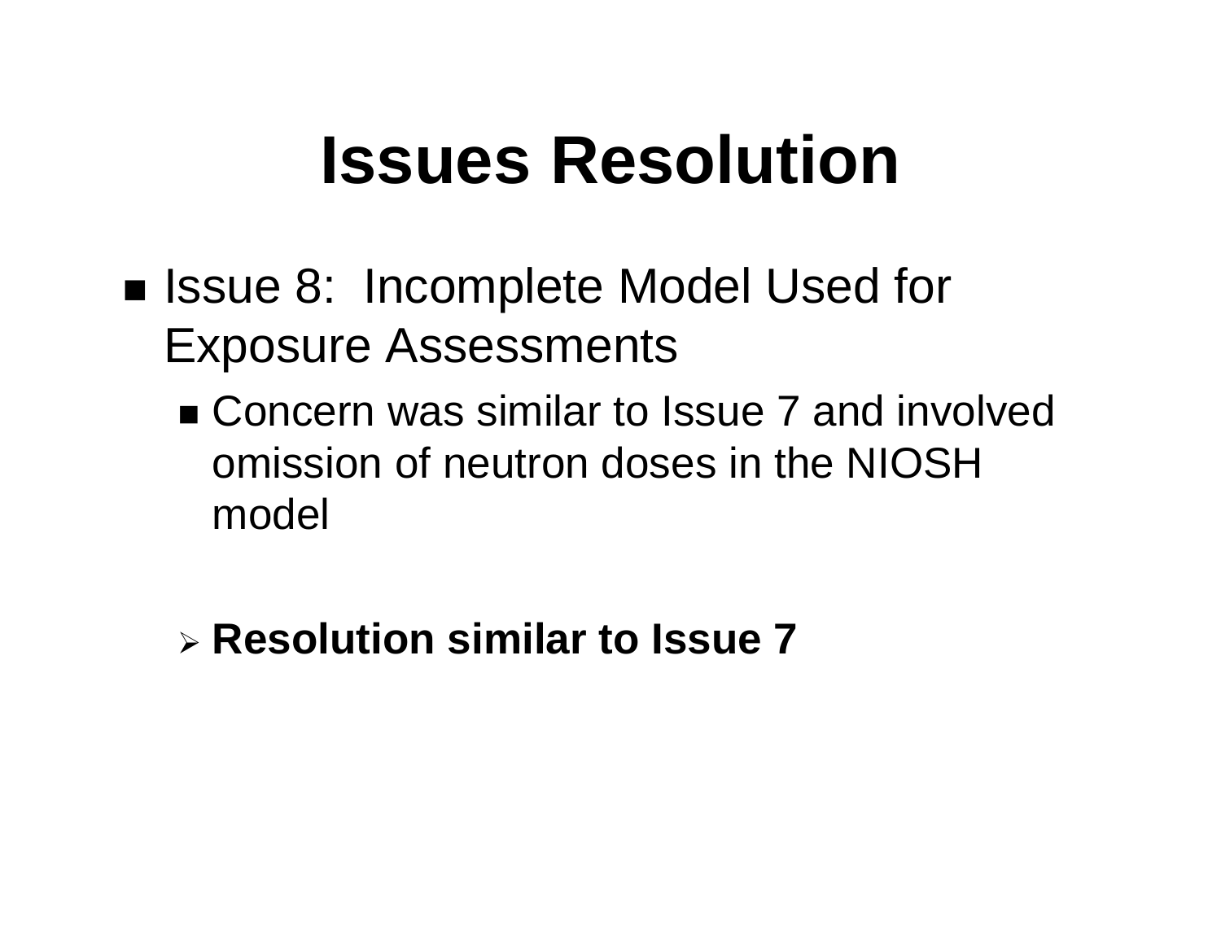# Issues Resolution

- Issue 8: Incomplete Model Used for Exposure Assessments
  - Concern was similar to Issue 7 and involved omission of neutron doses in the NIOSH model

  - **Resolution similar to Issue 7**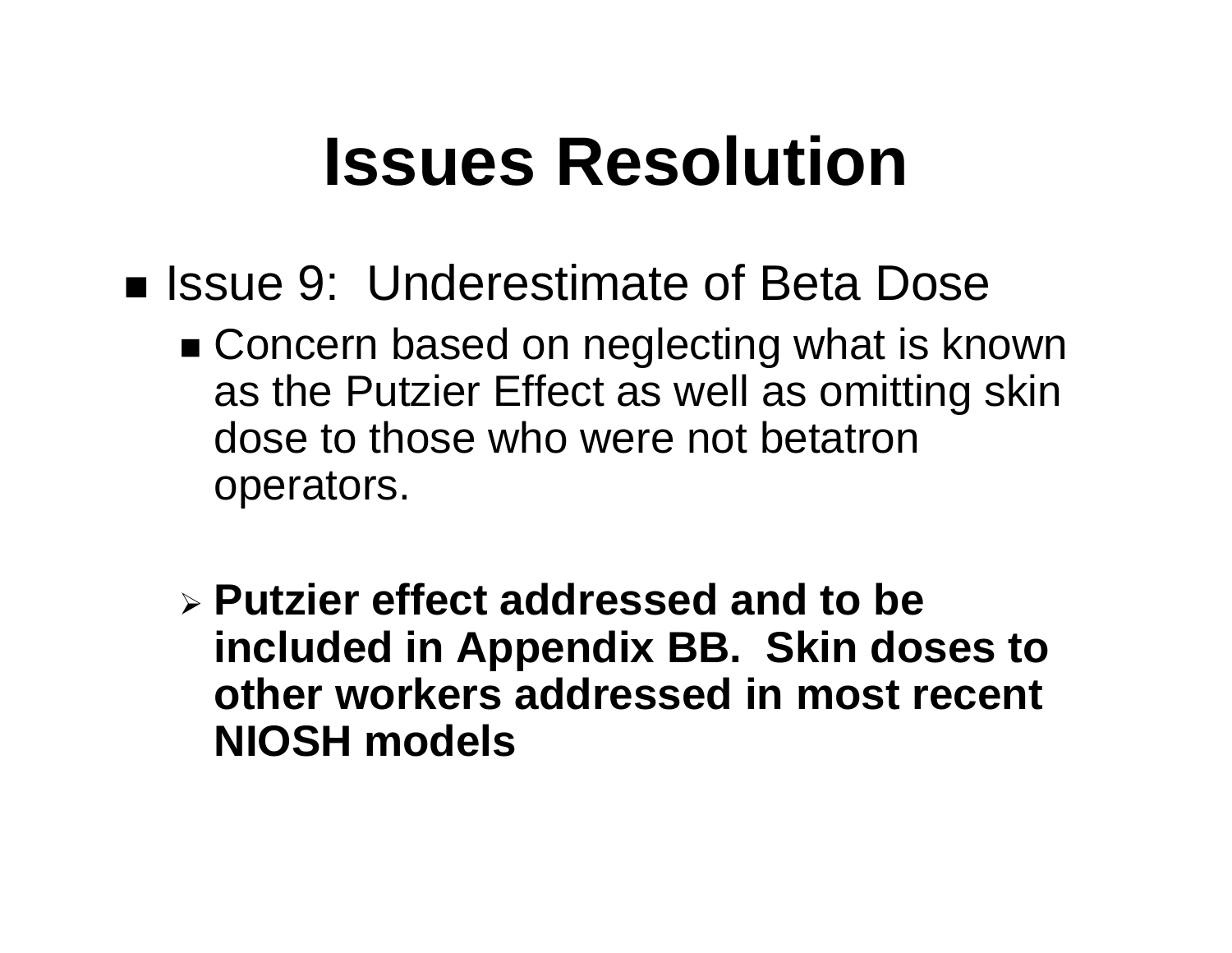# Issues Resolution

- Issue 9: Underestimate of Beta Dose
  - Concern based on neglecting what is known as the Putzier Effect as well as omitting skin dose to those who were not betatron operators.

  - **Putzier effect addressed and to be included in Appendix BB. Skin doses to other workers addressed in most recent NIOSH models**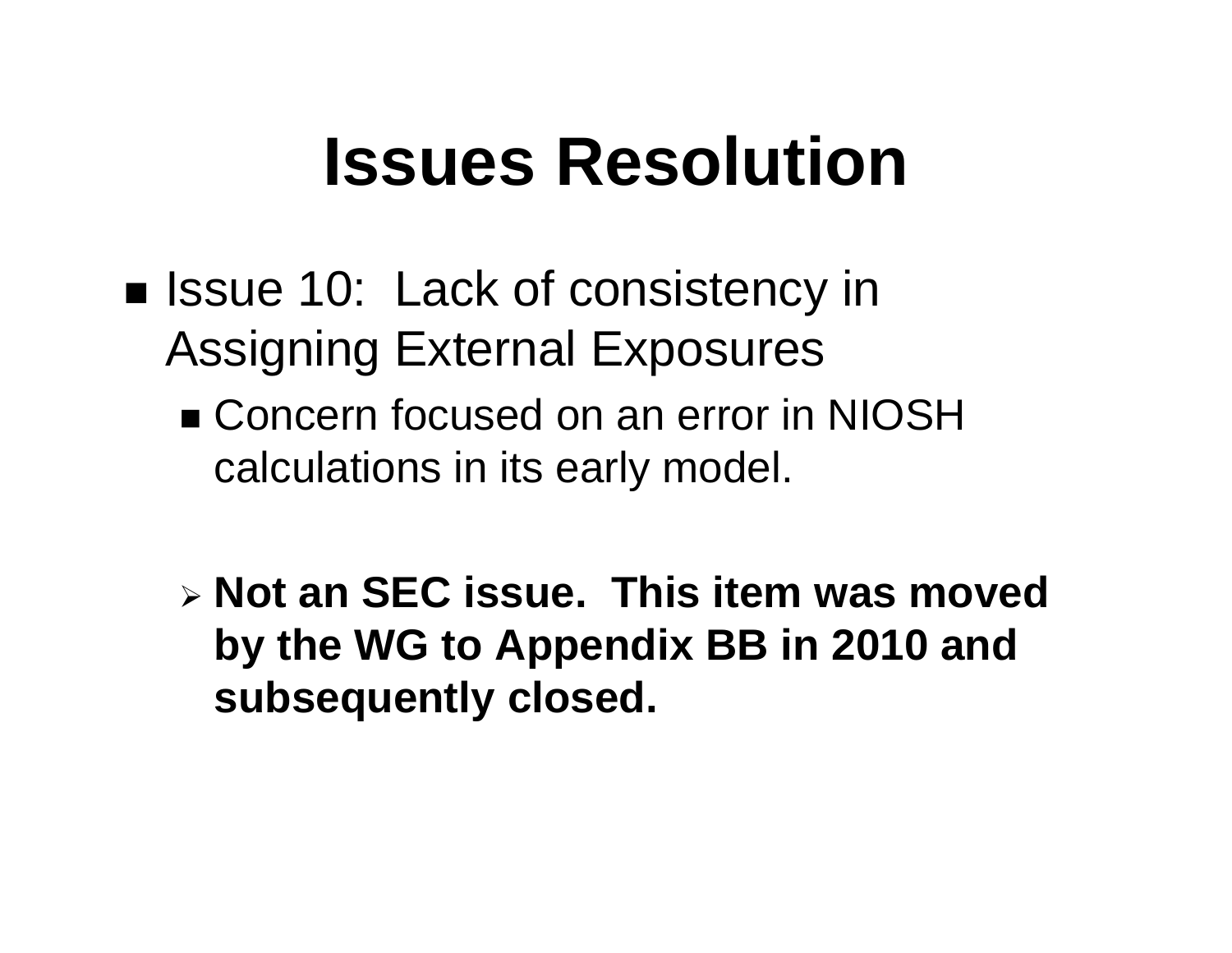# Issues Resolution

- Issue 10: Lack of consistency in Assigning External Exposures
  - Concern focused on an error in NIOSH calculations in its early model.

  - **Not an SEC issue. This item was moved by the WG to Appendix BB in 2010 and subsequently closed.**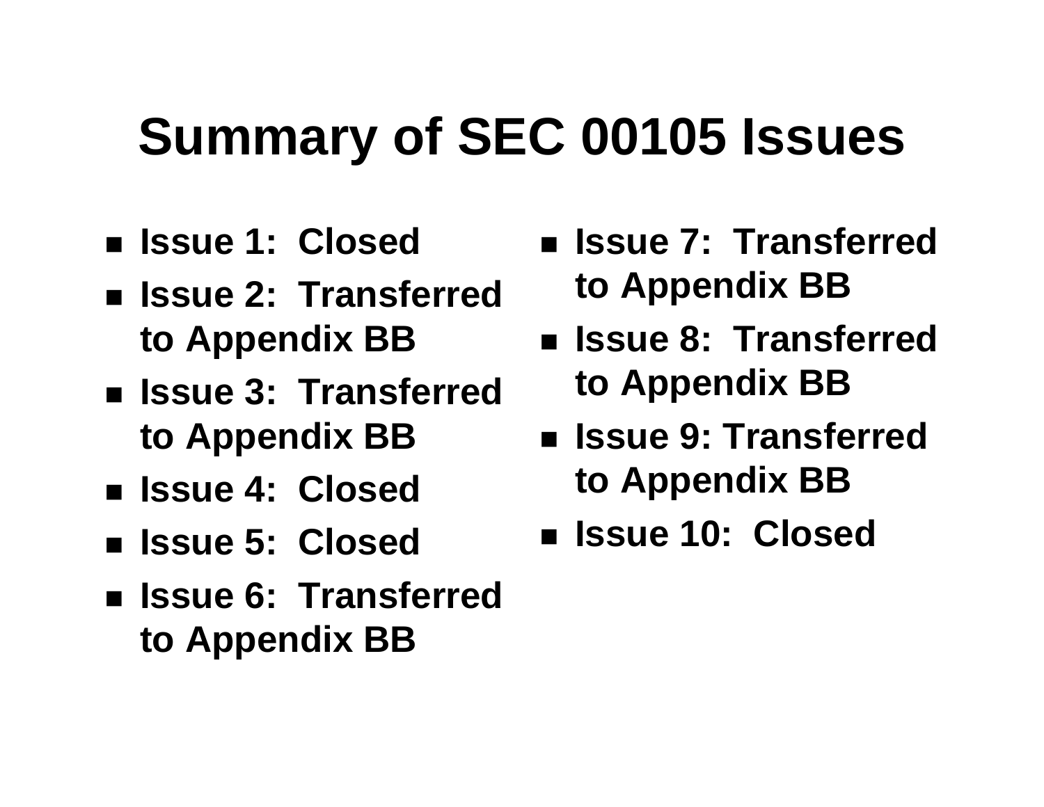# Summary of SEC 00105 Issues

- **Issue 1: Closed**
- **Issue 2: Transferred to Appendix BB**
- **Issue 3: Transferred to Appendix BB**
- **Issue 4: Closed**
- **Issue 5: Closed**
- **Issue 6: Transferred to Appendix BB**
- **Issue 7: Transferred to Appendix BB**
- **Issue 8: Transferred to Appendix BB**
- **Issue 9: Transferred to Appendix BB**
- **Issue 10: Closed**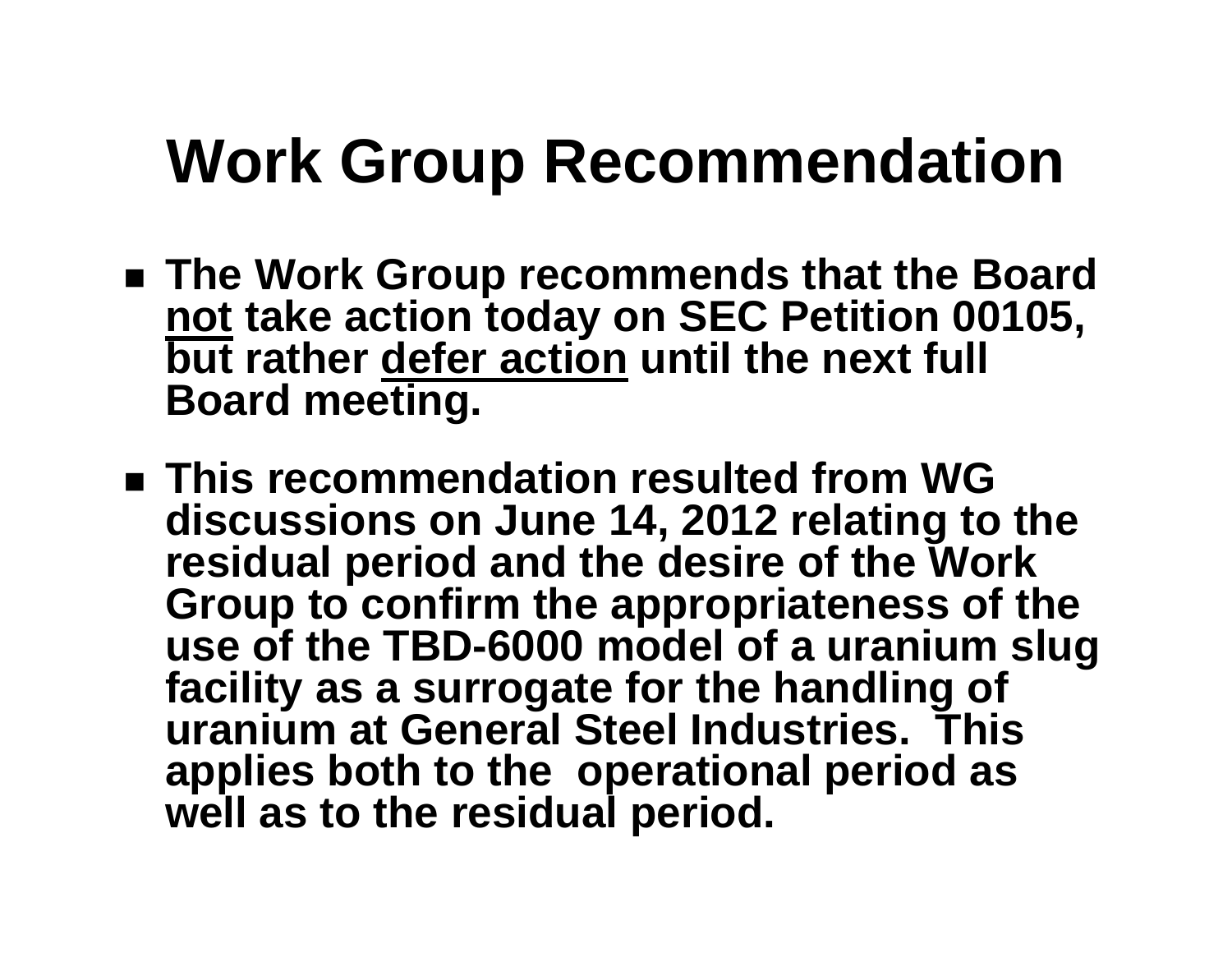# Work Group Recommendation

- **The Work Group recommends that the Board <u>not</u> take action today on SEC Petition 00105, but rather <u>defer action</u> until the next full Board meeting.**
- **This recommendation resulted from WG discussions on June 14, 2012 relating to the residual period and the desire of the Work Group to confirm the appropriateness of the use of the TBD-6000 model of a uranium slug facility as a surrogate for the handling of uranium at General Steel Industries. This applies both to the operational period as well as to the residual period.**